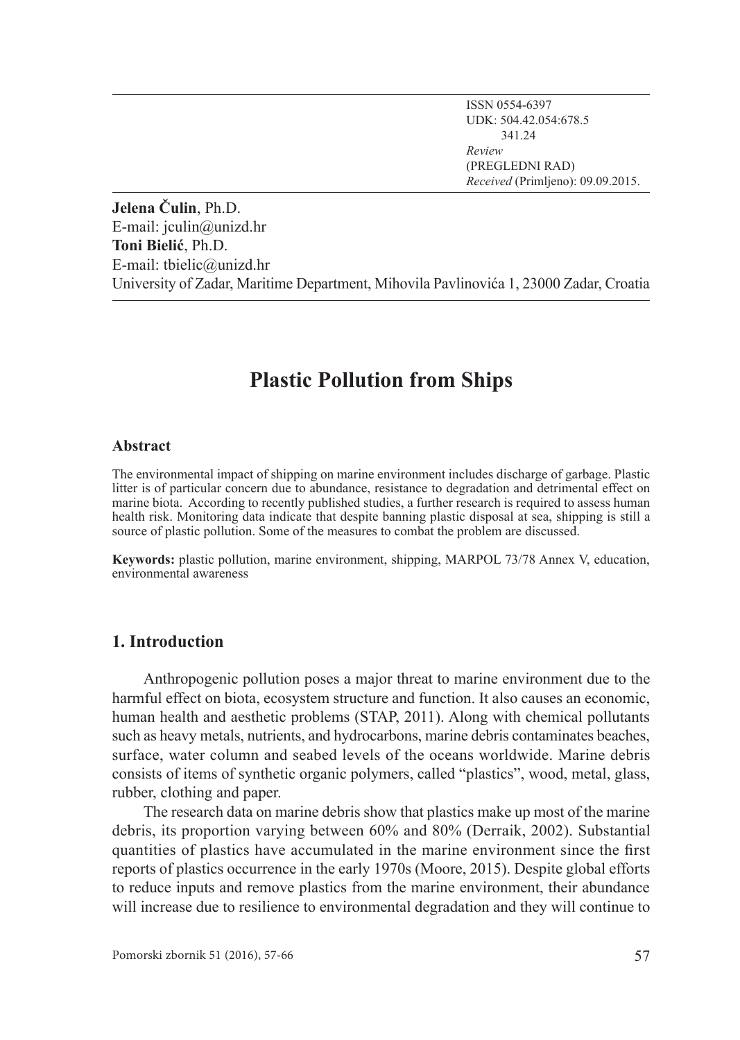ISSN 0554-6397
UDK: 504.42.054:678.5
341.24
*Review*
(PREGLEDNI RAD)
*Received* (Primljeno): 09.09.2015.

**Jelena Čulin**, Ph.D.
E-mail: jculin@unizd.hr
**Toni Bielić**, Ph.D.
E-mail: tbielic@unizd.hr
University of Zadar, Maritime Department, Mihovila Pavlinovića 1, 23000 Zadar, Croatia

# Plastic Pollution from Ships

### Abstract

The environmental impact of shipping on marine environment includes discharge of garbage. Plastic litter is of particular concern due to abundance, resistance to degradation and detrimental effect on marine biota. According to recently published studies, a further research is required to assess human health risk. Monitoring data indicate that despite banning plastic disposal at sea, shipping is still a source of plastic pollution. Some of the measures to combat the problem are discussed.

**Keywords:** plastic pollution, marine environment, shipping, MARPOL 73/78 Annex V, education, environmental awareness

## 1. Introduction

Anthropogenic pollution poses a major threat to marine environment due to the harmful effect on biota, ecosystem structure and function. It also causes an economic, human health and aesthetic problems (STAP, 2011). Along with chemical pollutants such as heavy metals, nutrients, and hydrocarbons, marine debris contaminates beaches, surface, water column and seabed levels of the oceans worldwide. Marine debris consists of items of synthetic organic polymers, called "plastics", wood, metal, glass, rubber, clothing and paper.

The research data on marine debris show that plastics make up most of the marine debris, its proportion varying between 60% and 80% (Derraik, 2002). Substantial quantities of plastics have accumulated in the marine environment since the first reports of plastics occurrence in the early 1970s (Moore, 2015). Despite global efforts to reduce inputs and remove plastics from the marine environment, their abundance will increase due to resilience to environmental degradation and they will continue to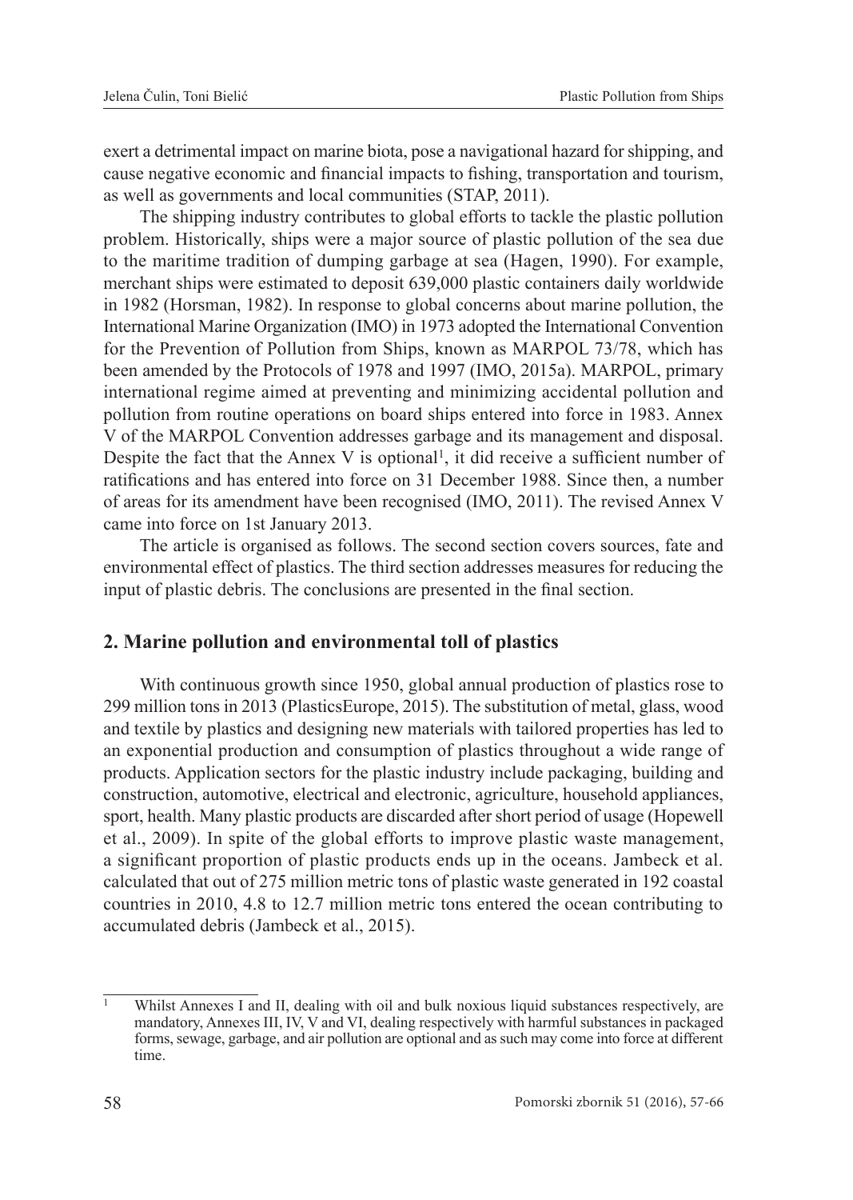exert a detrimental impact on marine biota, pose a navigational hazard for shipping, and cause negative economic and financial impacts to fishing, transportation and tourism, as well as governments and local communities (STAP, 2011).

The shipping industry contributes to global efforts to tackle the plastic pollution problem. Historically, ships were a major source of plastic pollution of the sea due to the maritime tradition of dumping garbage at sea (Hagen, 1990). For example, merchant ships were estimated to deposit 639,000 plastic containers daily worldwide in 1982 (Horsman, 1982). In response to global concerns about marine pollution, the International Marine Organization (IMO) in 1973 adopted the International Convention for the Prevention of Pollution from Ships, known as MARPOL 73/78, which has been amended by the Protocols of 1978 and 1997 (IMO, 2015a). MARPOL, primary international regime aimed at preventing and minimizing accidental pollution and pollution from routine operations on board ships entered into force in 1983. Annex V of the MARPOL Convention addresses garbage and its management and disposal. Despite the fact that the Annex V is optional[1], it did receive a sufficient number of ratifications and has entered into force on 31 December 1988. Since then, a number of areas for its amendment have been recognised (IMO, 2011). The revised Annex V came into force on 1st January 2013.

The article is organised as follows. The second section covers sources, fate and environmental effect of plastics. The third section addresses measures for reducing the input of plastic debris. The conclusions are presented in the final section.

## 2. Marine pollution and environmental toll of plastics

With continuous growth since 1950, global annual production of plastics rose to 299 million tons in 2013 (PlasticsEurope, 2015). The substitution of metal, glass, wood and textile by plastics and designing new materials with tailored properties has led to an exponential production and consumption of plastics throughout a wide range of products. Application sectors for the plastic industry include packaging, building and construction, automotive, electrical and electronic, agriculture, household appliances, sport, health. Many plastic products are discarded after short period of usage (Hopewell et al., 2009). In spite of the global efforts to improve plastic waste management, a significant proportion of plastic products ends up in the oceans. Jambeck et al. calculated that out of 275 million metric tons of plastic waste generated in 192 coastal countries in 2010, 4.8 to 12.7 million metric tons entered the ocean contributing to accumulated debris (Jambeck et al., 2015).

---

[1] Whilst Annexes I and II, dealing with oil and bulk noxious liquid substances respectively, are mandatory, Annexes III, IV, V and VI, dealing respectively with harmful substances in packaged forms, sewage, garbage, and air pollution are optional and as such may come into force at different time.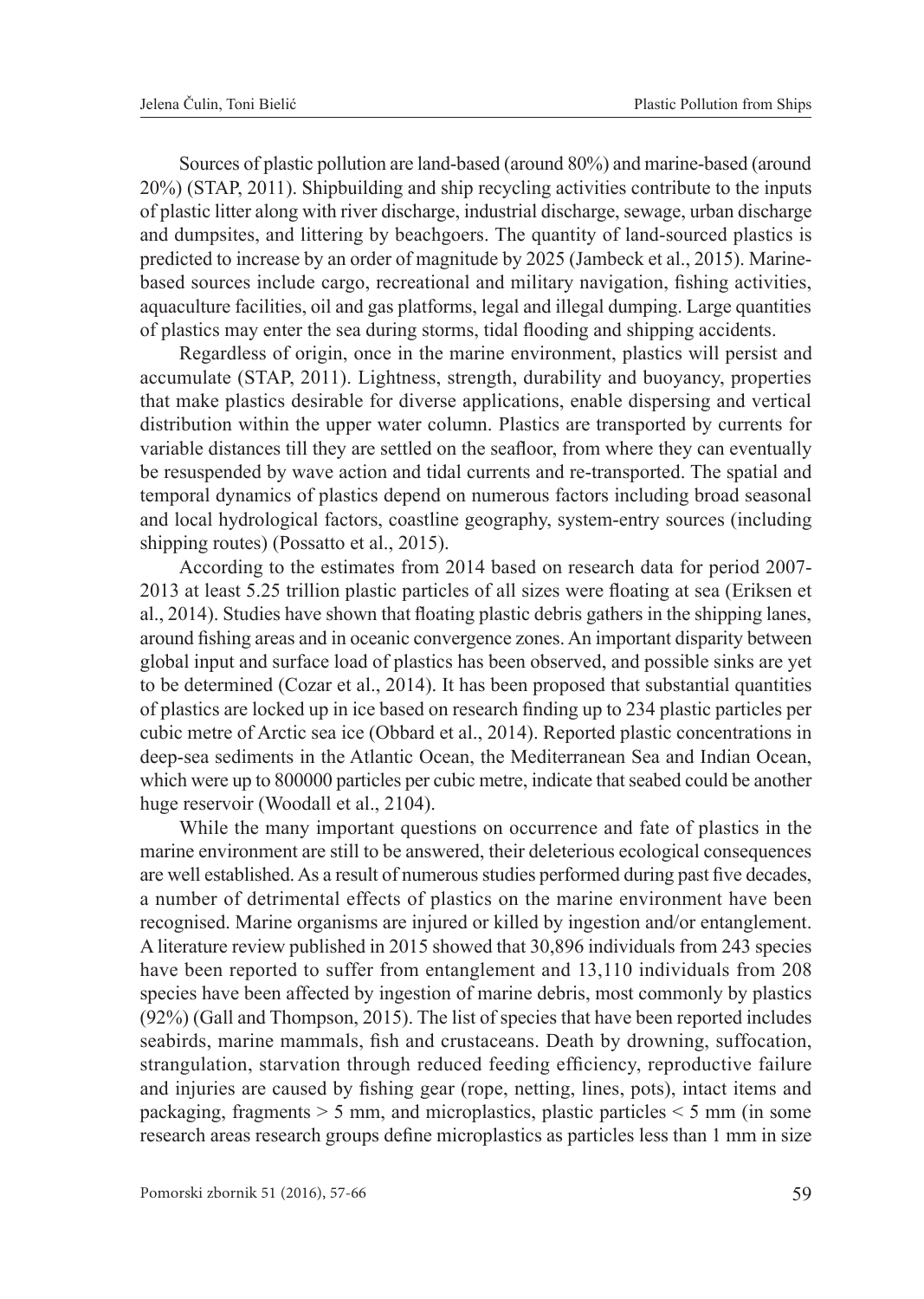Sources of plastic pollution are land-based (around 80%) and marine-based (around 20%) (STAP, 2011). Shipbuilding and ship recycling activities contribute to the inputs of plastic litter along with river discharge, industrial discharge, sewage, urban discharge and dumpsites, and littering by beachgoers. The quantity of land-sourced plastics is predicted to increase by an order of magnitude by 2025 (Jambeck et al., 2015). Marine-based sources include cargo, recreational and military navigation, fishing activities, aquaculture facilities, oil and gas platforms, legal and illegal dumping. Large quantities of plastics may enter the sea during storms, tidal flooding and shipping accidents.

Regardless of origin, once in the marine environment, plastics will persist and accumulate (STAP, 2011). Lightness, strength, durability and buoyancy, properties that make plastics desirable for diverse applications, enable dispersing and vertical distribution within the upper water column. Plastics are transported by currents for variable distances till they are settled on the seafloor, from where they can eventually be resuspended by wave action and tidal currents and re-transported. The spatial and temporal dynamics of plastics depend on numerous factors including broad seasonal and local hydrological factors, coastline geography, system-entry sources (including shipping routes) (Possatto et al., 2015).

According to the estimates from 2014 based on research data for period 2007-2013 at least 5.25 trillion plastic particles of all sizes were floating at sea (Eriksen et al., 2014). Studies have shown that floating plastic debris gathers in the shipping lanes, around fishing areas and in oceanic convergence zones. An important disparity between global input and surface load of plastics has been observed, and possible sinks are yet to be determined (Cozar et al., 2014). It has been proposed that substantial quantities of plastics are locked up in ice based on research finding up to 234 plastic particles per cubic metre of Arctic sea ice (Obbard et al., 2014). Reported plastic concentrations in deep-sea sediments in the Atlantic Ocean, the Mediterranean Sea and Indian Ocean, which were up to 800000 particles per cubic metre, indicate that seabed could be another huge reservoir (Woodall et al., 2104).

While the many important questions on occurrence and fate of plastics in the marine environment are still to be answered, their deleterious ecological consequences are well established. As a result of numerous studies performed during past five decades, a number of detrimental effects of plastics on the marine environment have been recognised. Marine organisms are injured or killed by ingestion and/or entanglement. A literature review published in 2015 showed that 30,896 individuals from 243 species have been reported to suffer from entanglement and 13,110 individuals from 208 species have been affected by ingestion of marine debris, most commonly by plastics (92%) (Gall and Thompson, 2015). The list of species that have been reported includes seabirds, marine mammals, fish and crustaceans. Death by drowning, suffocation, strangulation, starvation through reduced feeding efficiency, reproductive failure and injuries are caused by fishing gear (rope, netting, lines, pots), intact items and packaging, fragments > 5 mm, and microplastics, plastic particles < 5 mm (in some research areas research groups define microplastics as particles less than 1 mm in size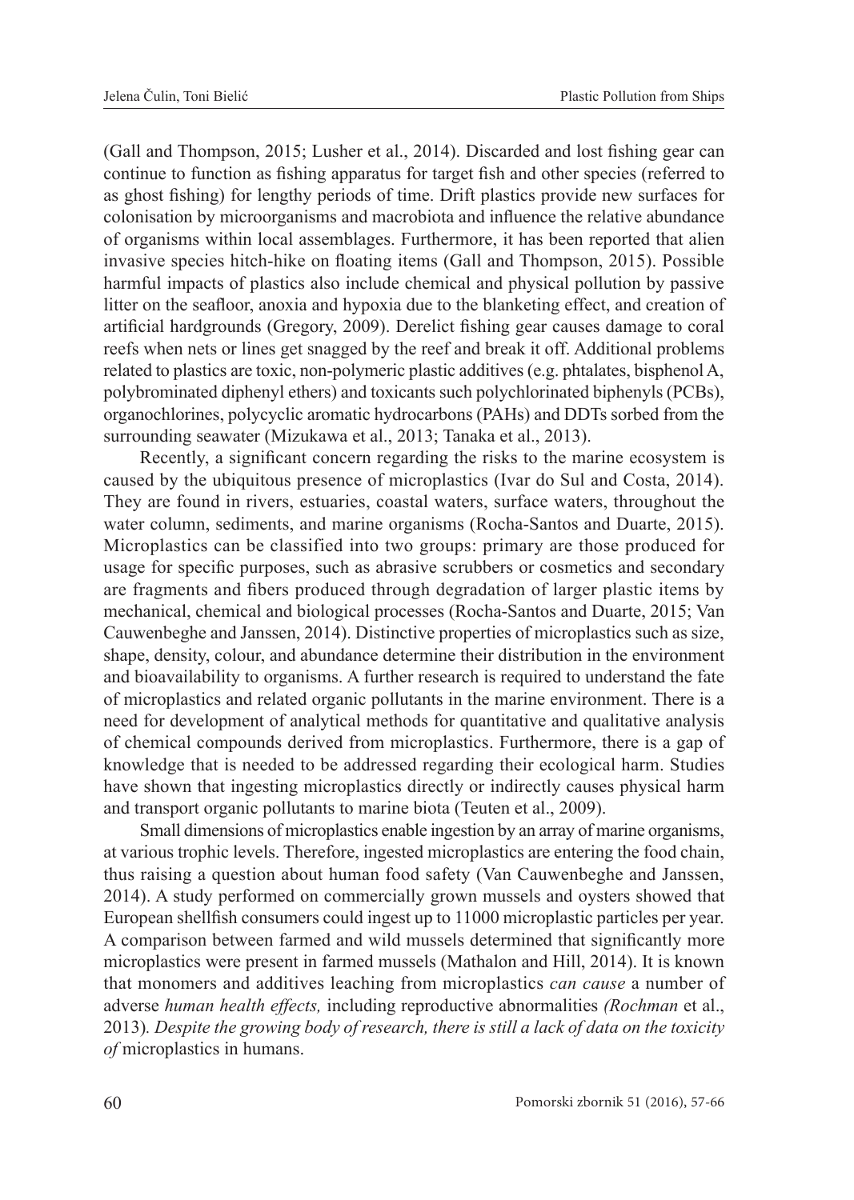(Gall and Thompson, 2015; Lusher et al., 2014). Discarded and lost fishing gear can continue to function as fishing apparatus for target fish and other species (referred to as ghost fishing) for lengthy periods of time. Drift plastics provide new surfaces for colonisation by microorganisms and macrobiota and influence the relative abundance of organisms within local assemblages. Furthermore, it has been reported that alien invasive species hitch-hike on floating items (Gall and Thompson, 2015). Possible harmful impacts of plastics also include chemical and physical pollution by passive litter on the seafloor, anoxia and hypoxia due to the blanketing effect, and creation of artificial hardgrounds (Gregory, 2009). Derelict fishing gear causes damage to coral reefs when nets or lines get snagged by the reef and break it off. Additional problems related to plastics are toxic, non-polymeric plastic additives (e.g. phtalates, bisphenol A, polybrominated diphenyl ethers) and toxicants such polychlorinated biphenyls (PCBs), organochlorines, polycyclic aromatic hydrocarbons (PAHs) and DDTs sorbed from the surrounding seawater (Mizukawa et al., 2013; Tanaka et al., 2013).

Recently, a significant concern regarding the risks to the marine ecosystem is caused by the ubiquitous presence of microplastics (Ivar do Sul and Costa, 2014). They are found in rivers, estuaries, coastal waters, surface waters, throughout the water column, sediments, and marine organisms (Rocha-Santos and Duarte, 2015). Microplastics can be classified into two groups: primary are those produced for usage for specific purposes, such as abrasive scrubbers or cosmetics and secondary are fragments and fibers produced through degradation of larger plastic items by mechanical, chemical and biological processes (Rocha-Santos and Duarte, 2015; Van Cauwenbeghe and Janssen, 2014). Distinctive properties of microplastics such as size, shape, density, colour, and abundance determine their distribution in the environment and bioavailability to organisms. A further research is required to understand the fate of microplastics and related organic pollutants in the marine environment. There is a need for development of analytical methods for quantitative and qualitative analysis of chemical compounds derived from microplastics. Furthermore, there is a gap of knowledge that is needed to be addressed regarding their ecological harm. Studies have shown that ingesting microplastics directly or indirectly causes physical harm and transport organic pollutants to marine biota (Teuten et al., 2009).

Small dimensions of microplastics enable ingestion by an array of marine organisms, at various trophic levels. Therefore, ingested microplastics are entering the food chain, thus raising a question about human food safety (Van Cauwenbeghe and Janssen, 2014). A study performed on commercially grown mussels and oysters showed that European shellfish consumers could ingest up to 11000 microplastic particles per year. A comparison between farmed and wild mussels determined that significantly more microplastics were present in farmed mussels (Mathalon and Hill, 2014). It is known that monomers and additives leaching from microplastics *can cause* a number of adverse *human health effects,* including reproductive abnormalities *(Rochman* et al., 2013)*. Despite the growing body of research, there is still a lack of data on the toxicity of* microplastics in humans.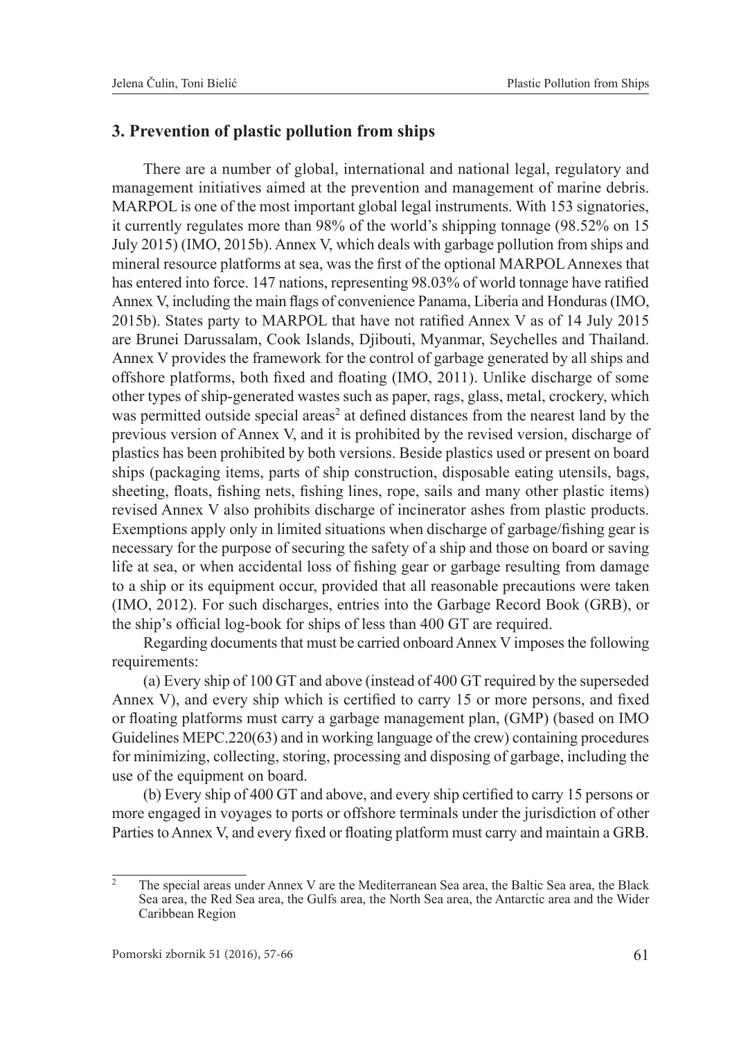## 3. Prevention of plastic pollution from ships

There are a number of global, international and national legal, regulatory and management initiatives aimed at the prevention and management of marine debris. MARPOL is one of the most important global legal instruments. With 153 signatories, it currently regulates more than 98% of the world's shipping tonnage (98.52% on 15 July 2015) (IMO, 2015b). Annex V, which deals with garbage pollution from ships and mineral resource platforms at sea, was the first of the optional MARPOL Annexes that has entered into force. 147 nations, representing 98.03% of world tonnage have ratified Annex V, including the main flags of convenience Panama, Liberia and Honduras (IMO, 2015b). States party to MARPOL that have not ratified Annex V as of 14 July 2015 are Brunei Darussalam, Cook Islands, Djibouti, Myanmar, Seychelles and Thailand. Annex V provides the framework for the control of garbage generated by all ships and offshore platforms, both fixed and floating (IMO, 2011). Unlike discharge of some other types of ship-generated wastes such as paper, rags, glass, metal, crockery, which was permitted outside special areas[2] at defined distances from the nearest land by the previous version of Annex V, and it is prohibited by the revised version, discharge of plastics has been prohibited by both versions. Beside plastics used or present on board ships (packaging items, parts of ship construction, disposable eating utensils, bags, sheeting, floats, fishing nets, fishing lines, rope, sails and many other plastic items) revised Annex V also prohibits discharge of incinerator ashes from plastic products. Exemptions apply only in limited situations when discharge of garbage/fishing gear is necessary for the purpose of securing the safety of a ship and those on board or saving life at sea, or when accidental loss of fishing gear or garbage resulting from damage to a ship or its equipment occur, provided that all reasonable precautions were taken (IMO, 2012). For such discharges, entries into the Garbage Record Book (GRB), or the ship's official log-book for ships of less than 400 GT are required.

Regarding documents that must be carried onboard Annex V imposes the following requirements:

(a) Every ship of 100 GT and above (instead of 400 GT required by the superseded Annex V), and every ship which is certified to carry 15 or more persons, and fixed or floating platforms must carry a garbage management plan, (GMP) (based on IMO Guidelines MEPC.220(63) and in working language of the crew) containing procedures for minimizing, collecting, storing, processing and disposing of garbage, including the use of the equipment on board.

(b) Every ship of 400 GT and above, and every ship certified to carry 15 persons or more engaged in voyages to ports or offshore terminals under the jurisdiction of other Parties to Annex V, and every fixed or floating platform must carry and maintain a GRB.

---

[2] The special areas under Annex V are the Mediterranean Sea area, the Baltic Sea area, the Black Sea area, the Red Sea area, the Gulfs area, the North Sea area, the Antarctic area and the Wider Caribbean Region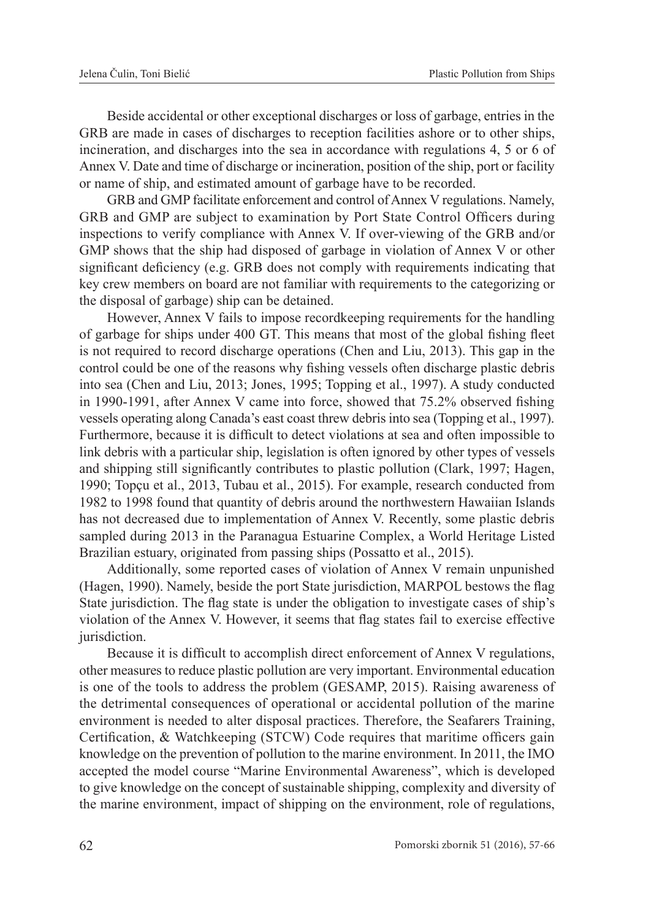Beside accidental or other exceptional discharges or loss of garbage, entries in the GRB are made in cases of discharges to reception facilities ashore or to other ships, incineration, and discharges into the sea in accordance with regulations 4, 5 or 6 of Annex V. Date and time of discharge or incineration, position of the ship, port or facility or name of ship, and estimated amount of garbage have to be recorded.

GRB and GMP facilitate enforcement and control of Annex V regulations. Namely, GRB and GMP are subject to examination by Port State Control Officers during inspections to verify compliance with Annex V. If over-viewing of the GRB and/or GMP shows that the ship had disposed of garbage in violation of Annex V or other significant deficiency (e.g. GRB does not comply with requirements indicating that key crew members on board are not familiar with requirements to the categorizing or the disposal of garbage) ship can be detained.

However, Annex V fails to impose recordkeeping requirements for the handling of garbage for ships under 400 GT. This means that most of the global fishing fleet is not required to record discharge operations (Chen and Liu, 2013). This gap in the control could be one of the reasons why fishing vessels often discharge plastic debris into sea (Chen and Liu, 2013; Jones, 1995; Topping et al., 1997). A study conducted in 1990-1991, after Annex V came into force, showed that 75.2% observed fishing vessels operating along Canada's east coast threw debris into sea (Topping et al., 1997). Furthermore, because it is difficult to detect violations at sea and often impossible to link debris with a particular ship, legislation is often ignored by other types of vessels and shipping still significantly contributes to plastic pollution (Clark, 1997; Hagen, 1990; Topçu et al., 2013, Tubau et al., 2015). For example, research conducted from 1982 to 1998 found that quantity of debris around the northwestern Hawaiian Islands has not decreased due to implementation of Annex V. Recently, some plastic debris sampled during 2013 in the Paranagua Estuarine Complex, a World Heritage Listed Brazilian estuary, originated from passing ships (Possatto et al., 2015).

Additionally, some reported cases of violation of Annex V remain unpunished (Hagen, 1990). Namely, beside the port State jurisdiction, MARPOL bestows the flag State jurisdiction. The flag state is under the obligation to investigate cases of ship's violation of the Annex V. However, it seems that flag states fail to exercise effective jurisdiction.

Because it is difficult to accomplish direct enforcement of Annex V regulations, other measures to reduce plastic pollution are very important. Environmental education is one of the tools to address the problem (GESAMP, 2015). Raising awareness of the detrimental consequences of operational or accidental pollution of the marine environment is needed to alter disposal practices. Therefore, the Seafarers Training, Certification, & Watchkeeping (STCW) Code requires that maritime officers gain knowledge on the prevention of pollution to the marine environment. In 2011, the IMO accepted the model course "Marine Environmental Awareness", which is developed to give knowledge on the concept of sustainable shipping, complexity and diversity of the marine environment, impact of shipping on the environment, role of regulations,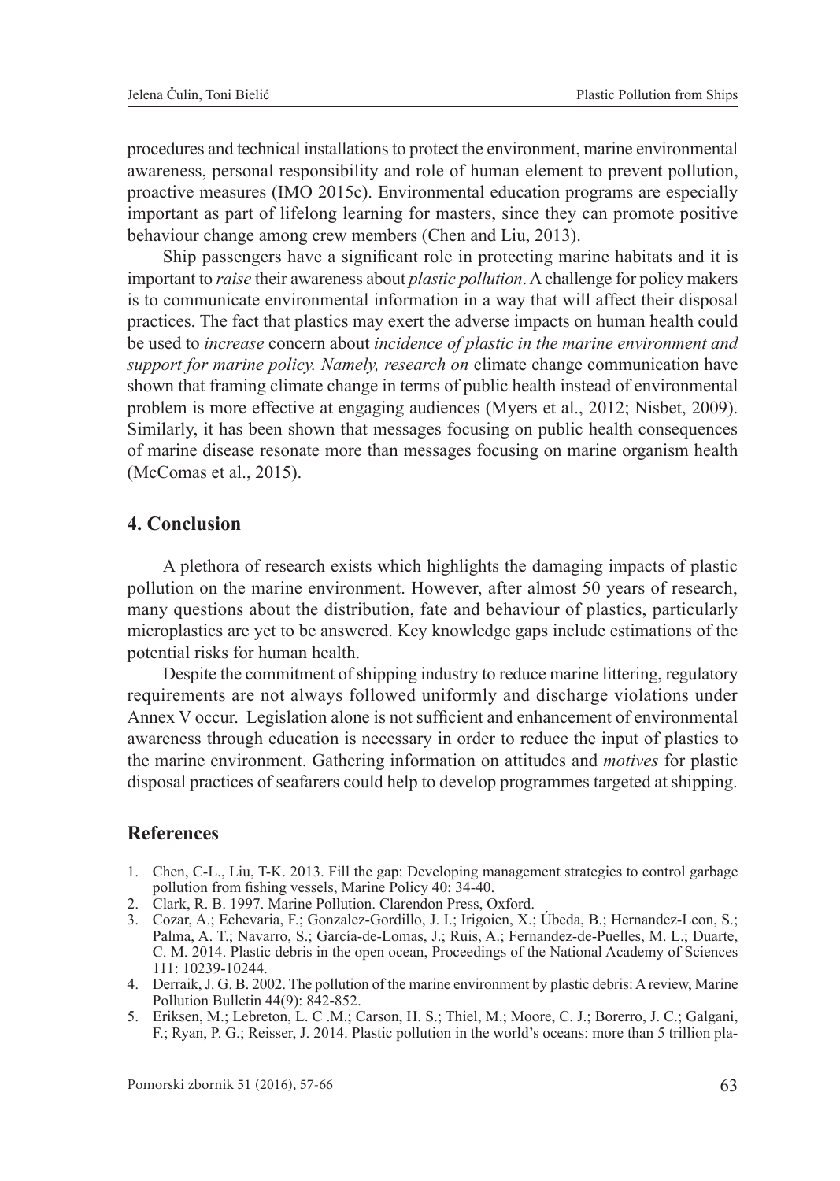procedures and technical installations to protect the environment, marine environmental awareness, personal responsibility and role of human element to prevent pollution, proactive measures (IMO 2015c). Environmental education programs are especially important as part of lifelong learning for masters, since they can promote positive behaviour change among crew members (Chen and Liu, 2013).

Ship passengers have a significant role in protecting marine habitats and it is important to *raise* their awareness about *plastic pollution*. A challenge for policy makers is to communicate environmental information in a way that will affect their disposal practices. The fact that plastics may exert the adverse impacts on human health could be used to *increase* concern about *incidence of plastic in the marine environment and support for marine policy. Namely, research on* climate change communication have shown that framing climate change in terms of public health instead of environmental problem is more effective at engaging audiences (Myers et al., 2012; Nisbet, 2009). Similarly, it has been shown that messages focusing on public health consequences of marine disease resonate more than messages focusing on marine organism health (McComas et al., 2015).

## 4. Conclusion

A plethora of research exists which highlights the damaging impacts of plastic pollution on the marine environment. However, after almost 50 years of research, many questions about the distribution, fate and behaviour of plastics, particularly microplastics are yet to be answered. Key knowledge gaps include estimations of the potential risks for human health.

Despite the commitment of shipping industry to reduce marine littering, regulatory requirements are not always followed uniformly and discharge violations under Annex V occur. Legislation alone is not sufficient and enhancement of environmental awareness through education is necessary in order to reduce the input of plastics to the marine environment. Gathering information on attitudes and *motives* for plastic disposal practices of seafarers could help to develop programmes targeted at shipping.

## References

1. Chen, C-L., Liu, T-K. 2013. Fill the gap: Developing management strategies to control garbage pollution from fishing vessels, Marine Policy 40: 34-40.
2. Clark, R. B. 1997. Marine Pollution. Clarendon Press, Oxford.
3. Cozar, A.; Echevaria, F.; Gonzalez-Gordillo, J. I.; Irigoien, X.; Úbeda, B.; Hernandez-Leon, S.; Palma, A. T.; Navarro, S.; García-de-Lomas, J.; Ruis, A.; Fernandez-de-Puelles, M. L.; Duarte, C. M. 2014. Plastic debris in the open ocean, Proceedings of the National Academy of Sciences 111: 10239-10244.
4. Derraik, J. G. B. 2002. The pollution of the marine environment by plastic debris: A review, Marine Pollution Bulletin 44(9): 842-852.
5. Eriksen, M.; Lebreton, L. C .M.; Carson, H. S.; Thiel, M.; Moore, C. J.; Borerro, J. C.; Galgani, F.; Ryan, P. G.; Reisser, J. 2014. Plastic pollution in the world's oceans: more than 5 trillion pla-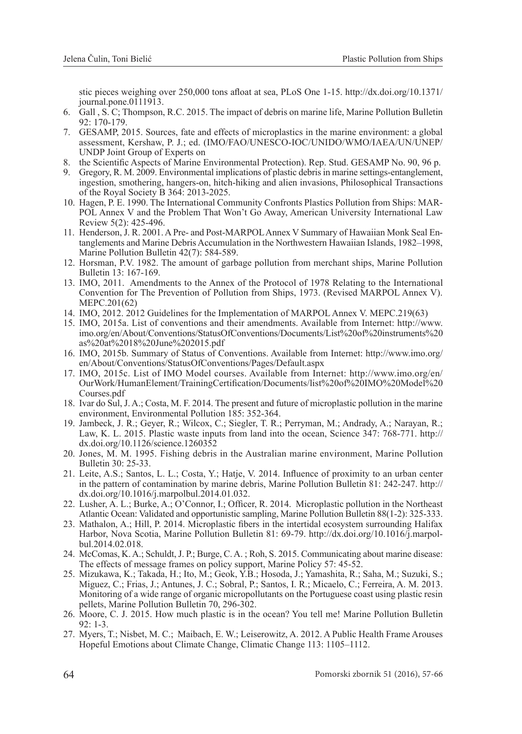stic pieces weighing over 250,000 tons afloat at sea, PLoS One 1-15. http://dx.doi.org/10.1371/journal.pone.0111913.

6. Gall , S. C; Thompson, R.C. 2015. The impact of debris on marine life, Marine Pollution Bulletin 92: 170-179.
7. GESAMP, 2015. Sources, fate and effects of microplastics in the marine environment: a global assessment, Kershaw, P. J.; ed. (IMO/FAO/UNESCO-IOC/UNIDO/WMO/IAEA/UN/UNEP/UNDP Joint Group of Experts on
8. the Scientific Aspects of Marine Environmental Protection). Rep. Stud. GESAMP No. 90, 96 p.
9. Gregory, R. M. 2009. Environmental implications of plastic debris in marine settings-entanglement, ingestion, smothering, hangers-on, hitch-hiking and alien invasions, Philosophical Transactions of the Royal Society B 364: 2013-2025.
10. Hagen, P. E. 1990. The International Community Confronts Plastics Pollution from Ships: MARPOL Annex V and the Problem That Won't Go Away, American University International Law Review 5(2): 425-496.
11. Henderson, J. R. 2001. A Pre- and Post-MARPOL Annex V Summary of Hawaiian Monk Seal Entanglements and Marine Debris Accumulation in the Northwestern Hawaiian Islands, 1982–1998, Marine Pollution Bulletin 42(7): 584-589.
12. Horsman, P.V. 1982. The amount of garbage pollution from merchant ships, Marine Pollution Bulletin 13: 167-169.
13. IMO, 2011. Amendments to the Annex of the Protocol of 1978 Relating to the International Convention for The Prevention of Pollution from Ships, 1973. (Revised MARPOL Annex V). MEPC.201(62)
14. IMO, 2012. 2012 Guidelines for the Implementation of MARPOL Annex V. MEPC.219(63)
15. IMO, 2015a. List of conventions and their amendments. Available from Internet: http://www.imo.org/en/About/Conventions/StatusOfConventions/Documents/List%20of%20instruments%20as%20at%2018%20June%202015.pdf
16. IMO, 2015b. Summary of Status of Conventions. Available from Internet: http://www.imo.org/en/About/Conventions/StatusOfConventions/Pages/Default.aspx
17. IMO, 2015c. List of IMO Model courses. Available from Internet: http://www.imo.org/en/OurWork/HumanElement/TrainingCertification/Documents/list%20of%20IMO%20Model%20Courses.pdf
18. Ivar do Sul, J. A.; Costa, M. F. 2014. The present and future of microplastic pollution in the marine environment, Environmental Pollution 185: 352-364.
19. Jambeck, J. R.; Geyer, R.; Wilcox, C.; Siegler, T. R.; Perryman, M.; Andrady, A.; Narayan, R.; Law, K. L. 2015. Plastic waste inputs from land into the ocean, Science 347: 768-771. http://dx.doi.org/10.1126/science.1260352
20. Jones, M. M. 1995. Fishing debris in the Australian marine environment, Marine Pollution Bulletin 30: 25-33.
21. Leite, A.S.; Santos, L. L.; Costa, Y.; Hatje, V. 2014. Influence of proximity to an urban center in the pattern of contamination by marine debris, Marine Pollution Bulletin 81: 242-247. http://dx.doi.org/10.1016/j.marpolbul.2014.01.032.
22. Lusher, A. L.; Burke, A.; O'Connor, I.; Officer, R. 2014. Microplastic pollution in the Northeast Atlantic Ocean: Validated and opportunistic sampling, Marine Pollution Bulletin 88(1-2): 325-333.
23. Mathalon, A.; Hill, P. 2014. Microplastic fibers in the intertidal ecosystem surrounding Halifax Harbor, Nova Scotia, Marine Pollution Bulletin 81: 69-79. http://dx.doi.org/10.1016/j.marpolbul.2014.02.018.
24. McComas, K. A.; Schuldt, J. P.; Burge, C. A. ; Roh, S. 2015. Communicating about marine disease: The effects of message frames on policy support, Marine Policy 57: 45-52.
25. Mizukawa, K.; Takada, H.; Ito, M.; Geok, Y.B.; Hosoda, J.; Yamashita, R.; Saha, M.; Suzuki, S.; Miguez, C.; Frias, J.; Antunes, J. C.; Sobral, P.; Santos, I. R.; Micaelo, C.; Ferreira, A. M. 2013. Monitoring of a wide range of organic micropollutants on the Portuguese coast using plastic resin pellets, Marine Pollution Bulletin 70, 296-302.
26. Moore, C. J. 2015. How much plastic is in the ocean? You tell me! Marine Pollution Bulletin 92: 1-3.
27. Myers, T.; Nisbet, M. C.; Maibach, E. W.; Leiserowitz, A. 2012. A Public Health Frame Arouses Hopeful Emotions about Climate Change, Climatic Change 113: 1105–1112.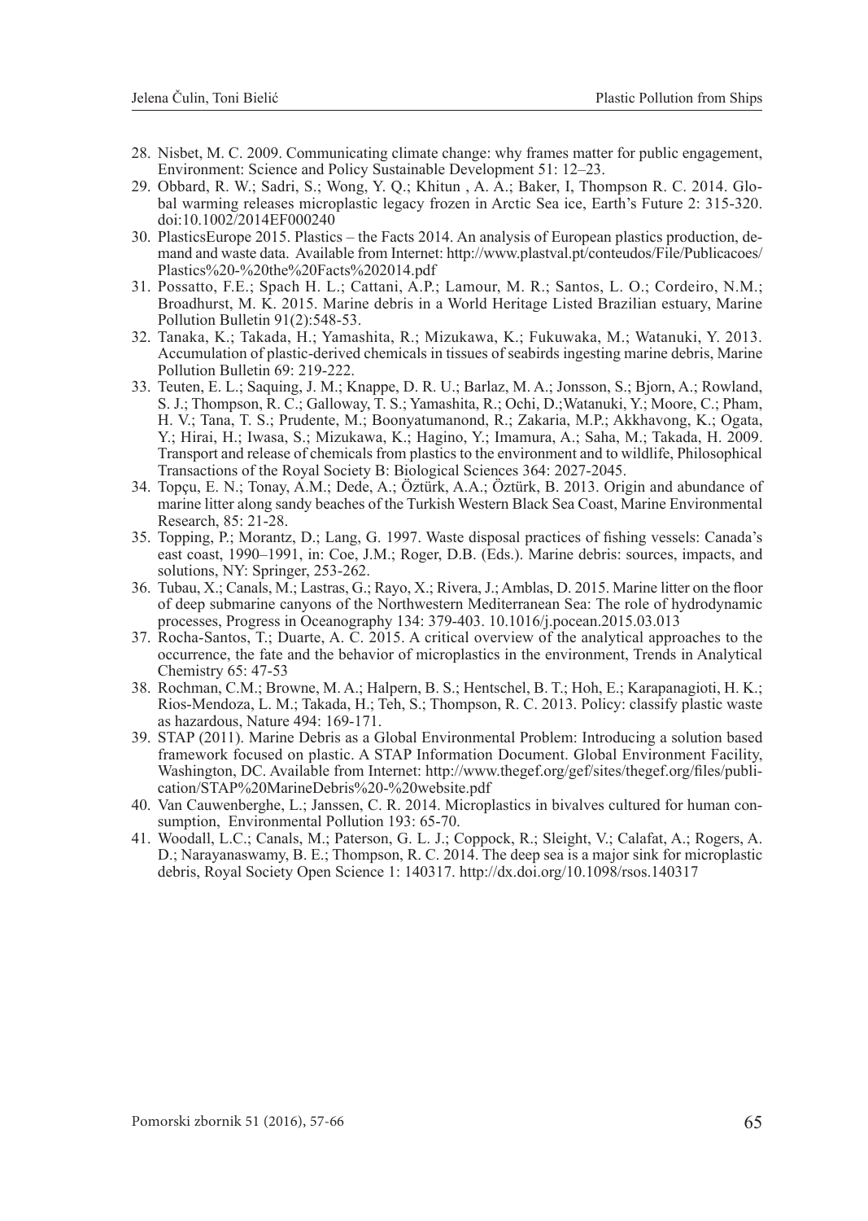28. Nisbet, M. C. 2009. Communicating climate change: why frames matter for public engagement, Environment: Science and Policy Sustainable Development 51: 12–23.
29. Obbard, R. W.; Sadri, S.; Wong, Y. Q.; Khitun , A. A.; Baker, I, Thompson R. C. 2014. Global warming releases microplastic legacy frozen in Arctic Sea ice, Earth's Future 2: 315-320. doi:10.1002/2014EF000240
30. PlasticsEurope 2015. Plastics – the Facts 2014. An analysis of European plastics production, demand and waste data. Available from Internet: http://www.plastval.pt/conteudos/File/Publicacoes/Plastics%20-%20the%20Facts%202014.pdf
31. Possatto, F.E.; Spach H. L.; Cattani, A.P.; Lamour, M. R.; Santos, L. O.; Cordeiro, N.M.; Broadhurst, M. K. 2015. Marine debris in a World Heritage Listed Brazilian estuary, Marine Pollution Bulletin 91(2):548-53.
32. Tanaka, K.; Takada, H.; Yamashita, R.; Mizukawa, K.; Fukuwaka, M.; Watanuki, Y. 2013. Accumulation of plastic-derived chemicals in tissues of seabirds ingesting marine debris, Marine Pollution Bulletin 69: 219-222.
33. Teuten, E. L.; Saquing, J. M.; Knappe, D. R. U.; Barlaz, M. A.; Jonsson, S.; Bjorn, A.; Rowland, S. J.; Thompson, R. C.; Galloway, T. S.; Yamashita, R.; Ochi, D.;Watanuki, Y.; Moore, C.; Pham, H. V.; Tana, T. S.; Prudente, M.; Boonyatumanond, R.; Zakaria, M.P.; Akkhavong, K.; Ogata, Y.; Hirai, H.; Iwasa, S.; Mizukawa, K.; Hagino, Y.; Imamura, A.; Saha, M.; Takada, H. 2009. Transport and release of chemicals from plastics to the environment and to wildlife, Philosophical Transactions of the Royal Society B: Biological Sciences 364: 2027-2045.
34. Topçu, E. N.; Tonay, A.M.; Dede, A.; Öztürk, A.A.; Öztürk, B. 2013. Origin and abundance of marine litter along sandy beaches of the Turkish Western Black Sea Coast, Marine Environmental Research, 85: 21-28.
35. Topping, P.; Morantz, D.; Lang, G. 1997. Waste disposal practices of fishing vessels: Canada's east coast, 1990–1991, in: Coe, J.M.; Roger, D.B. (Eds.). Marine debris: sources, impacts, and solutions, NY: Springer, 253-262.
36. Tubau, X.; Canals, M.; Lastras, G.; Rayo, X.; Rivera, J.; Amblas, D. 2015. Marine litter on the floor of deep submarine canyons of the Northwestern Mediterranean Sea: The role of hydrodynamic processes, Progress in Oceanography 134: 379-403. 10.1016/j.pocean.2015.03.013
37. Rocha-Santos, T.; Duarte, A. C. 2015. A critical overview of the analytical approaches to the occurrence, the fate and the behavior of microplastics in the environment, Trends in Analytical Chemistry 65: 47-53
38. Rochman, C.M.; Browne, M. A.; Halpern, B. S.; Hentschel, B. T.; Hoh, E.; Karapanagioti, H. K.; Rios-Mendoza, L. M.; Takada, H.; Teh, S.; Thompson, R. C. 2013. Policy: classify plastic waste as hazardous, Nature 494: 169-171.
39. STAP (2011). Marine Debris as a Global Environmental Problem: Introducing a solution based framework focused on plastic. A STAP Information Document. Global Environment Facility, Washington, DC. Available from Internet: http://www.thegef.org/gef/sites/thegef.org/files/publication/STAP%20MarineDebris%20-%20website.pdf
40. Van Cauwenberghe, L.; Janssen, C. R. 2014. Microplastics in bivalves cultured for human consumption, Environmental Pollution 193: 65-70.
41. Woodall, L.C.; Canals, M.; Paterson, G. L. J.; Coppock, R.; Sleight, V.; Calafat, A.; Rogers, A. D.; Narayanaswamy, B. E.; Thompson, R. C. 2014. The deep sea is a major sink for microplastic debris, Royal Society Open Science 1: 140317. http://dx.doi.org/10.1098/rsos.140317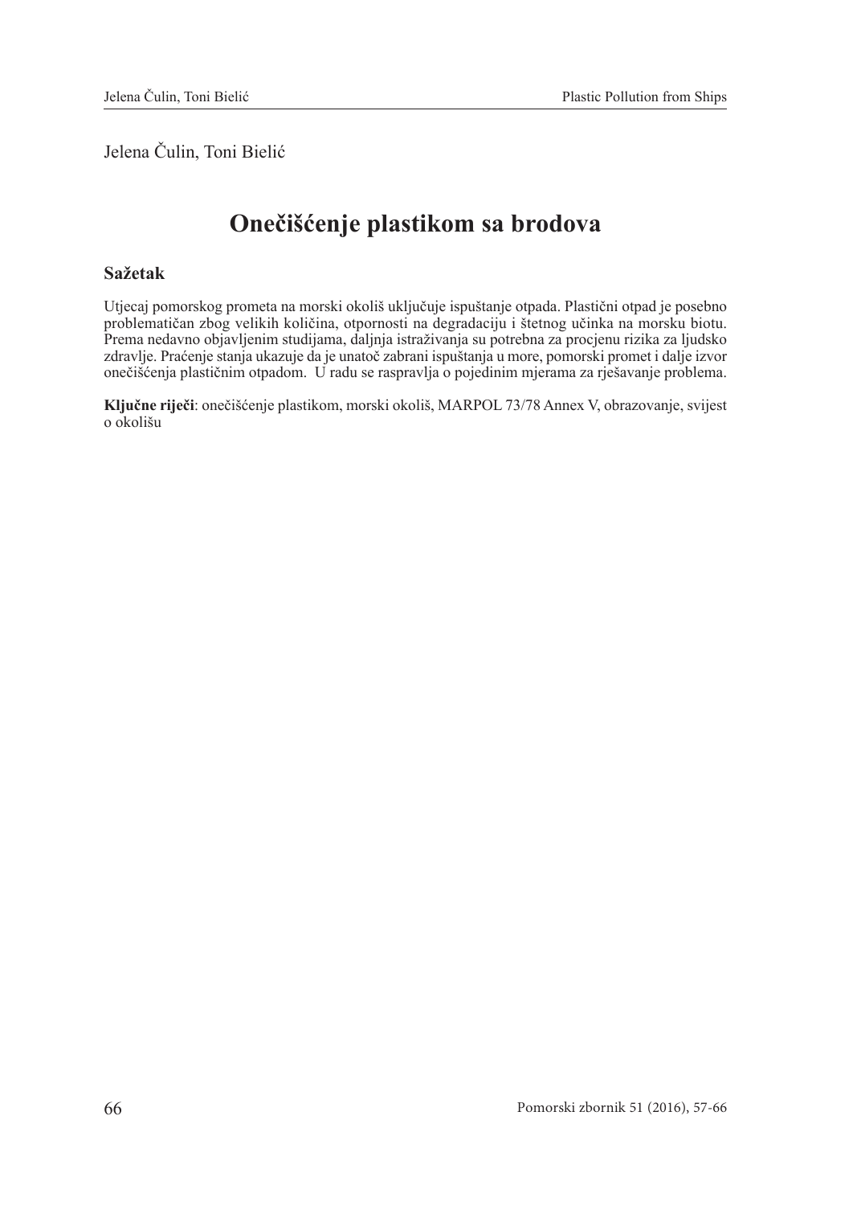Jelena Čulin, Toni Bielić

# Onečišćenje plastikom sa brodova

## Sažetak

Utjecaj pomorskog prometa na morski okoliš uključuje ispuštanje otpada. Plastični otpad je posebno problematičan zbog velikih količina, otpornosti na degradaciju i štetnog učinka na morsku biotu. Prema nedavno objavljenim studijama, daljnja istraživanja su potrebna za procjenu rizika za ljudsko zdravlje. Praćenje stanja ukazuje da je unatoč zabrani ispuštanja u more, pomorski promet i dalje izvor onečišćenja plastičnim otpadom. U radu se raspravlja o pojedinim mjerama za rješavanje problema.

**Ključne riječi**: onečišćenje plastikom, morski okoliš, MARPOL 73/78 Annex V, obrazovanje, svijest o okolišu